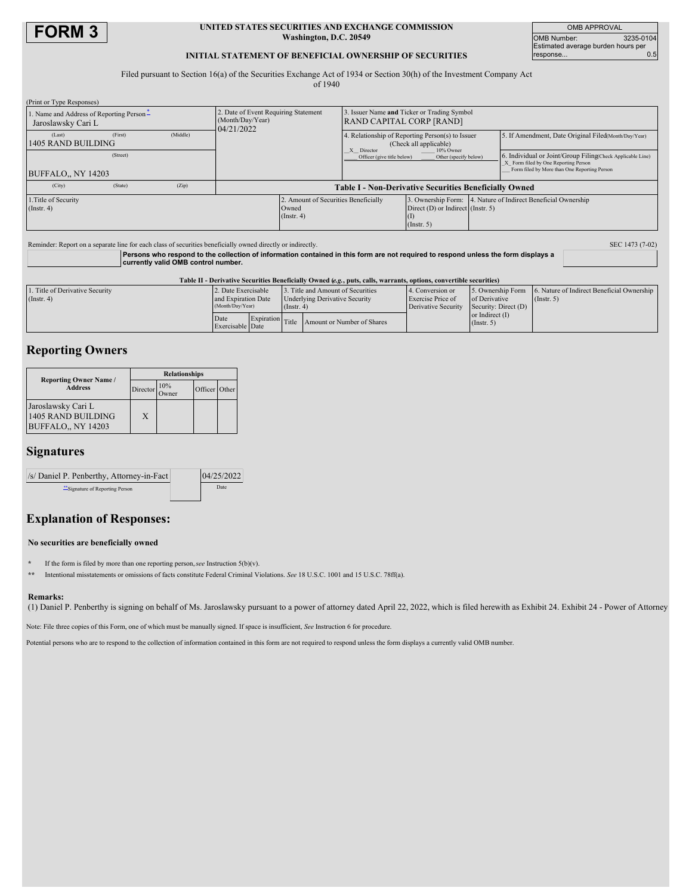# FORM 3

**UNITED STATES SECURITIES AND EXCHANGE COMMISSION**
**Washington, D.C. 20549**

**INITIAL STATEMENT OF BENEFICIAL OWNERSHIP OF SECURITIES**

| OMB APPROVAL | |
|---|---|
| OMB Number: | 3235-0104 |
| Estimated average burden hours per response... | 0.5 |

Filed pursuant to Section 16(a) of the Securities Exchange Act of 1934 or Section 30(h) of the Investment Company Act of 1940

(Print or Type Responses)

| 1. Name and Address of Reporting Person * | 2. Date of Event Requiring Statement (Month/Day/Year) | 3. Issuer Name **and** Ticker or Trading Symbol |
|---|---|---|
| Jaroslawsky Cari L | 04/21/2022 | RAND CAPITAL CORP [RAND] |
| (Last) (First) (Middle)<br>1405 RAND BUILDING | | 4. Relationship of Reporting Person(s) to Issuer (Check all applicable)<br>_X_ Director ___ 10% Owner<br>___ Officer (give title below) ___ Other (specify below) |
| (Street)<br>BUFFALO,, NY 14203 | | 5. If Amendment, Date Original Filed(Month/Day/Year) |
| (City) (State) (Zip) | | 6. Individual or Joint/Group Filing(Check Applicable Line)<br>_X_ Form filed by One Reporting Person<br>___ Form filed by More than One Reporting Person |

**Table I - Non-Derivative Securities Beneficially Owned**

| 1.Title of Security (Instr. 4) | 2. Amount of Securities Beneficially Owned (Instr. 4) | 3. Ownership Form: Direct (D) or Indirect (I) (Instr. 5) | 4. Nature of Indirect Beneficial Ownership (Instr. 5) |
|---|---|---|---|

Reminder: Report on a separate line for each class of securities beneficially owned directly or indirectly.

**Persons who respond to the collection of information contained in this form are not required to respond unless the form displays a currently valid OMB control number.**

SEC 1473 (7-02)

**Table II - Derivative Securities Beneficially Owned (*e.g.*, puts, calls, warrants, options, convertible securities)**

| 1. Title of Derivative Security (Instr. 4) | 2. Date Exercisable and Expiration Date (Month/Day/Year) | | 3. Title and Amount of Securities Underlying Derivative Security (Instr. 4) | | 4. Conversion or Exercise Price of Derivative Security | 5. Ownership Form of Derivative Security: Direct (D) or Indirect (I) (Instr. 5) | 6. Nature of Indirect Beneficial Ownership (Instr. 5) |
|---|---|---|---|---|---|---|---|
| | Date Exercisable | Expiration Date | Title | Amount or Number of Shares | | | |

## Reporting Owners

| Reporting Owner Name / Address | Relationships | | | |
|---|---|---|---|---|
| | Director | 10% Owner | Officer | Other |
| Jaroslawsky Cari L<br>1405 RAND BUILDING<br>BUFFALO,, NY 14203 | X | | | |

## Signatures

| /s/ Daniel P. Penberthy, Attorney-in-Fact | 04/25/2022 |
|---|---|
| **Signature of Reporting Person | Date |

## Explanation of Responses:

**No securities are beneficially owned**

\* If the form is filed by more than one reporting person, *see* Instruction 5(b)(v).

\*\* Intentional misstatements or omissions of facts constitute Federal Criminal Violations. *See* 18 U.S.C. 1001 and 15 U.S.C. 78ff(a).

**Remarks:**

(1) Daniel P. Penberthy is signing on behalf of Ms. Jaroslawsky pursuant to a power of attorney dated April 22, 2022, which is filed herewith as Exhibit 24. Exhibit 24 - Power of Attorney

Note: File three copies of this Form, one of which must be manually signed. If space is insufficient, *See* Instruction 6 for procedure.

Potential persons who are to respond to the collection of information contained in this form are not required to respond unless the form displays a currently valid OMB number.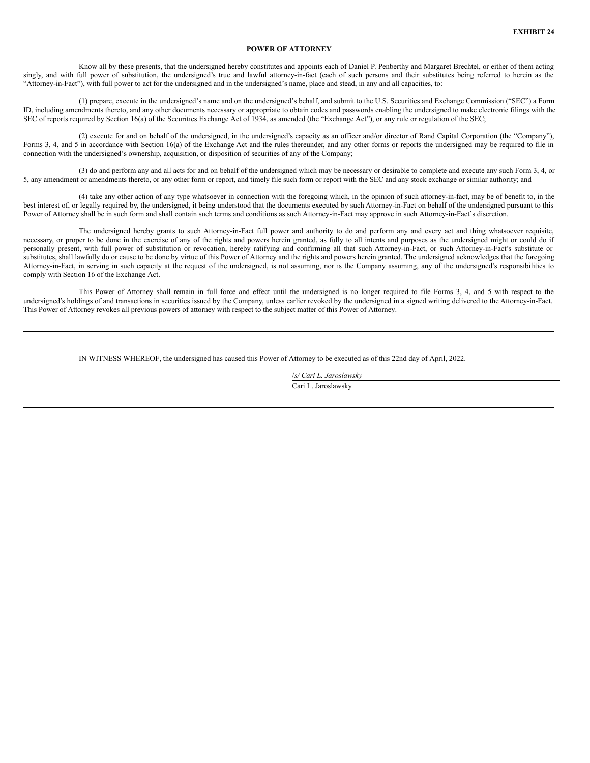**EXHIBIT 24**

# POWER OF ATTORNEY

Know all by these presents, that the undersigned hereby constitutes and appoints each of Daniel P. Penberthy and Margaret Brechtel, or either of them acting singly, and with full power of substitution, the undersigned's true and lawful attorney-in-fact (each of such persons and their substitutes being referred to herein as the "Attorney-in-Fact"), with full power to act for the undersigned and in the undersigned's name, place and stead, in any and all capacities, to:

(1) prepare, execute in the undersigned's name and on the undersigned's behalf, and submit to the U.S. Securities and Exchange Commission ("SEC") a Form ID, including amendments thereto, and any other documents necessary or appropriate to obtain codes and passwords enabling the undersigned to make electronic filings with the SEC of reports required by Section 16(a) of the Securities Exchange Act of 1934, as amended (the "Exchange Act"), or any rule or regulation of the SEC;

(2) execute for and on behalf of the undersigned, in the undersigned's capacity as an officer and/or director of Rand Capital Corporation (the "Company"), Forms 3, 4, and 5 in accordance with Section 16(a) of the Exchange Act and the rules thereunder, and any other forms or reports the undersigned may be required to file in connection with the undersigned's ownership, acquisition, or disposition of securities of any of the Company;

(3) do and perform any and all acts for and on behalf of the undersigned which may be necessary or desirable to complete and execute any such Form 3, 4, or 5, any amendment or amendments thereto, or any other form or report, and timely file such form or report with the SEC and any stock exchange or similar authority; and

(4) take any other action of any type whatsoever in connection with the foregoing which, in the opinion of such attorney-in-fact, may be of benefit to, in the best interest of, or legally required by, the undersigned, it being understood that the documents executed by such Attorney-in-Fact on behalf of the undersigned pursuant to this Power of Attorney shall be in such form and shall contain such terms and conditions as such Attorney-in-Fact may approve in such Attorney-in-Fact's discretion.

The undersigned hereby grants to such Attorney-in-Fact full power and authority to do and perform any and every act and thing whatsoever requisite, necessary, or proper to be done in the exercise of any of the rights and powers herein granted, as fully to all intents and purposes as the undersigned might or could do if personally present, with full power of substitution or revocation, hereby ratifying and confirming all that such Attorney-in-Fact, or such Attorney-in-Fact's substitute or substitutes, shall lawfully do or cause to be done by virtue of this Power of Attorney and the rights and powers herein granted. The undersigned acknowledges that the foregoing Attorney-in-Fact, in serving in such capacity at the request of the undersigned, is not assuming, nor is the Company assuming, any of the undersigned's responsibilities to comply with Section 16 of the Exchange Act.

This Power of Attorney shall remain in full force and effect until the undersigned is no longer required to file Forms 3, 4, and 5 with respect to the undersigned's holdings of and transactions in securities issued by the Company, unless earlier revoked by the undersigned in a signed writing delivered to the Attorney-in-Fact. This Power of Attorney revokes all previous powers of attorney with respect to the subject matter of this Power of Attorney.

---

IN WITNESS WHEREOF, the undersigned has caused this Power of Attorney to be executed as of this 22nd day of April, 2022.

/*s/ Cari L. Jaroslawsky*

Cari L. Jaroslawsky